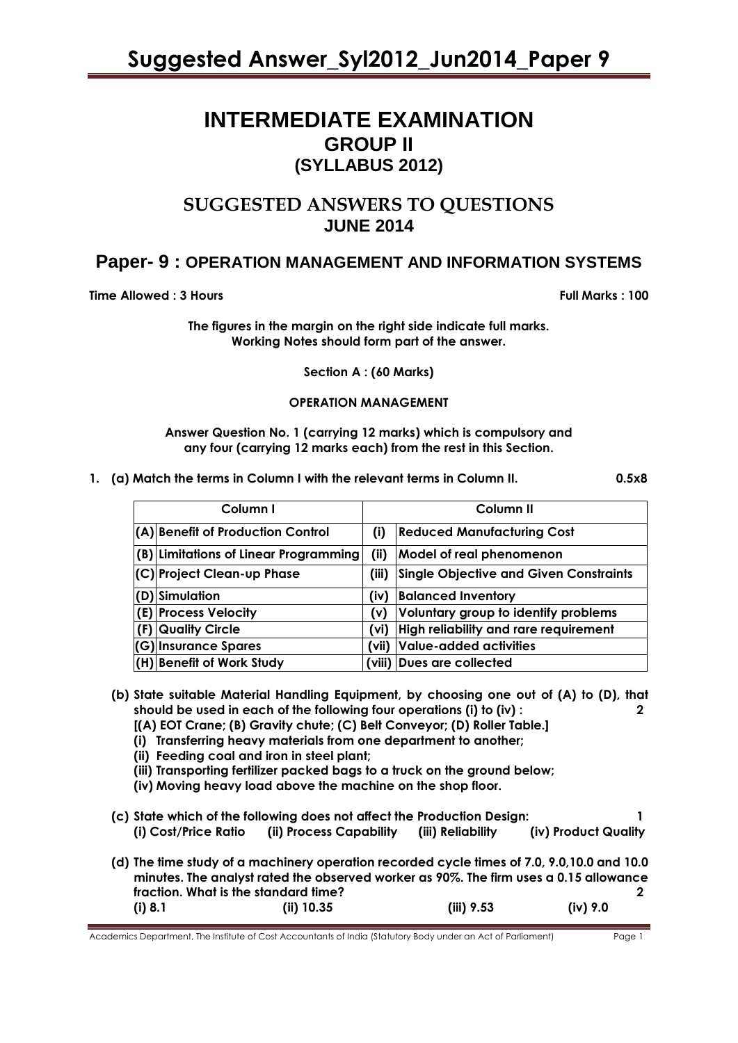# INTERMEDIATE EXAMINATION
## GROUP II
## (SYLLABUS 2012)

## SUGGESTED ANSWERS TO QUESTIONS
## JUNE 2014

## Paper- 9 : OPERATION MANAGEMENT AND INFORMATION SYSTEMS

**Time Allowed : 3 Hours** **Full Marks : 100**

**The figures in the margin on the right side indicate full marks.**
**Working Notes should form part of the answer.**

**Section A : (60 Marks)**

**OPERATION MANAGEMENT**

**Answer Question No. 1 (carrying 12 marks) which is compulsory and any four (carrying 12 marks each) from the rest in this Section.**

**1. (a) Match the terms in Column I with the relevant terms in Column II.** **0.5x8**

| | Column I | | Column II |
|---|---|---|---|
| (A) | Benefit of Production Control | (i) | Reduced Manufacturing Cost |
| (B) | Limitations of Linear Programming | (ii) | Model of real phenomenon |
| (C) | Project Clean-up Phase | (iii) | Single Objective and Given Constraints |
| (D) | Simulation | (iv) | Balanced Inventory |
| (E) | Process Velocity | (v) | Voluntary group to identify problems |
| (F) | Quality Circle | (vi) | High reliability and rare requirement |
| (G) | Insurance Spares | (vii) | Value-added activities |
| (H) | Benefit of Work Study | (viii) | Dues are collected |

**(b) State suitable Material Handling Equipment, by choosing one out of (A) to (D), that should be used in each of the following four operations (i) to (iv) :** **2**

**[(A) EOT Crane; (B) Gravity chute; (C) Belt Conveyor; (D) Roller Table.]**

**(i) Transferring heavy materials from one department to another;**

**(ii) Feeding coal and iron in steel plant;**

**(iii) Transporting fertilizer packed bags to a truck on the ground below;**

**(iv) Moving heavy load above the machine on the shop floor.**

**(c) State which of the following does not affect the Production Design:** **1**

**(i) Cost/Price Ratio (ii) Process Capability (iii) Reliability (iv) Product Quality**

**(d) The time study of a machinery operation recorded cycle times of 7.0, 9.0,10.0 and 10.0 minutes. The analyst rated the observed worker as 90%. The firm uses a 0.15 allowance fraction. What is the standard time?** **2**

**(i) 8.1 (ii) 10.35 (iii) 9.53 (iv) 9.0**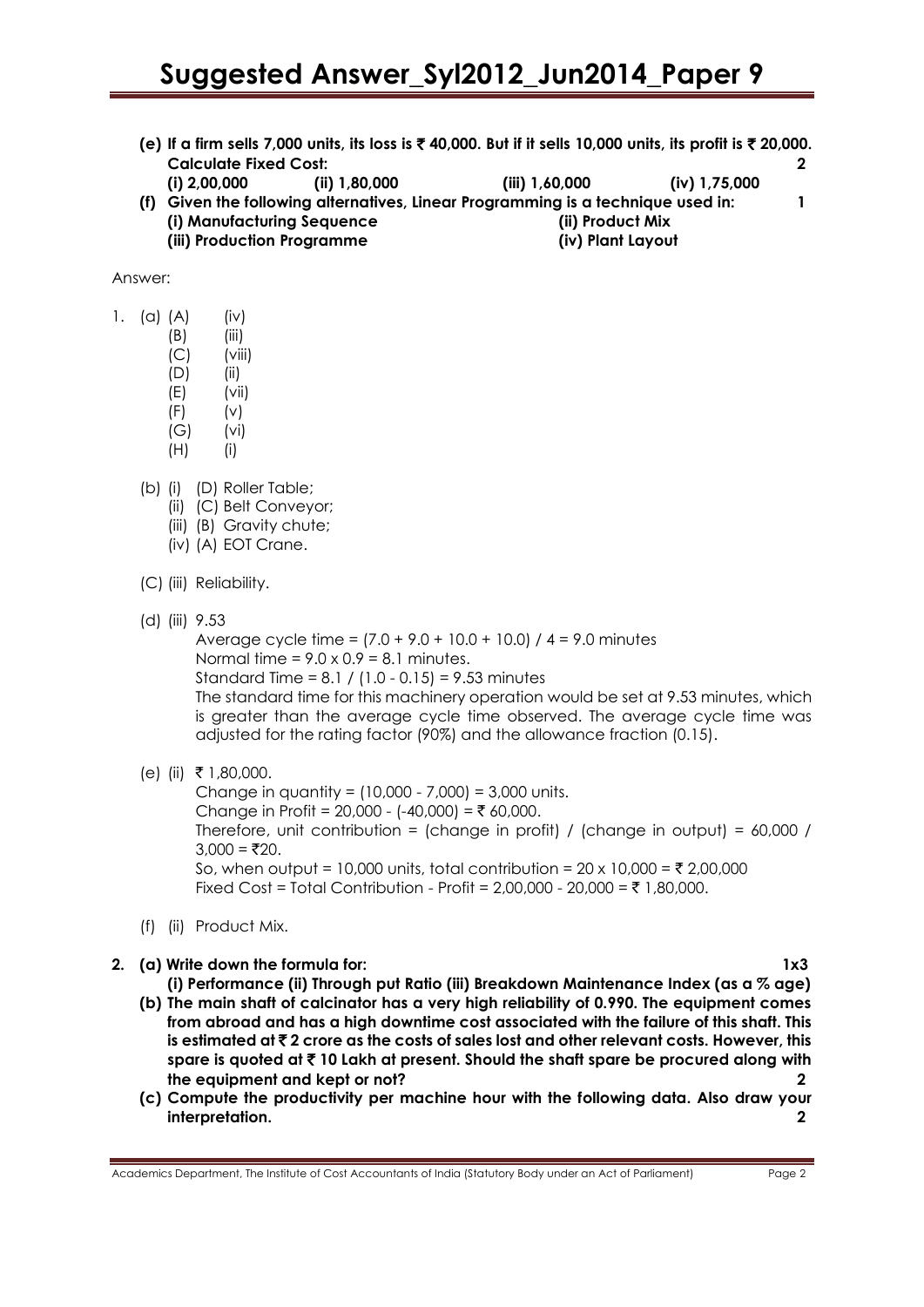**(e) If a firm sells 7,000 units, its loss is ₹ 40,000. But if it sells 10,000 units, its profit is ₹ 20,000. Calculate Fixed Cost: 2**

**(i) 2,00,000 (ii) 1,80,000 (iii) 1,60,000 (iv) 1,75,000**

**(f) Given the following alternatives, Linear Programming is a technique used in: 1**

**(i) Manufacturing Sequence (ii) Product Mix**

**(iii) Production Programme (iv) Plant Layout**

Answer:

1. (a) (A) (iv)
   (B) (iii)
   (C) (viii)
   (D) (ii)
   (E) (vii)
   (F) (v)
   (G) (vi)
   (H) (i)

   (b) (i) (D) Roller Table;
   (ii) (C) Belt Conveyor;
   (iii) (B) Gravity chute;
   (iv) (A) EOT Crane.

   (C) (iii) Reliability.

   (d) (iii) 9.53

   Average cycle time = $(7.0 + 9.0 + 10.0 + 10.0) / 4 = 9.0$ minutes

   Normal time = $9.0 \times 0.9 = 8.1$ minutes.

   Standard Time = $8.1 / (1.0 - 0.15) = 9.53$ minutes

   The standard time for this machinery operation would be set at 9.53 minutes, which is greater than the average cycle time observed. The average cycle time was adjusted for the rating factor (90%) and the allowance fraction (0.15).

   (e) (ii) ₹ 1,80,000.

   Change in quantity = (10,000 - 7,000) = 3,000 units.

   Change in Profit = 20,000 - (-40,000) = ₹ 60,000.

   Therefore, unit contribution = (change in profit) / (change in output) = 60,000 / 3,000 = ₹20.

   So, when output = 10,000 units, total contribution = 20 x 10,000 = ₹ 2,00,000

   Fixed Cost = Total Contribution - Profit = 2,00,000 - 20,000 = ₹ 1,80,000.

   (f) (ii) Product Mix.

**2. (a) Write down the formula for: 1x3**

**(i) Performance (ii) Through put Ratio (iii) Breakdown Maintenance Index (as a % age)**

**(b) The main shaft of calcinator has a very high reliability of 0.990. The equipment comes from abroad and has a high downtime cost associated with the failure of this shaft. This is estimated at ₹ 2 crore as the costs of sales lost and other relevant costs. However, this spare is quoted at ₹ 10 Lakh at present. Should the shaft spare be procured along with the equipment and kept or not? 2**

**(c) Compute the productivity per machine hour with the following data. Also draw your interpretation. 2**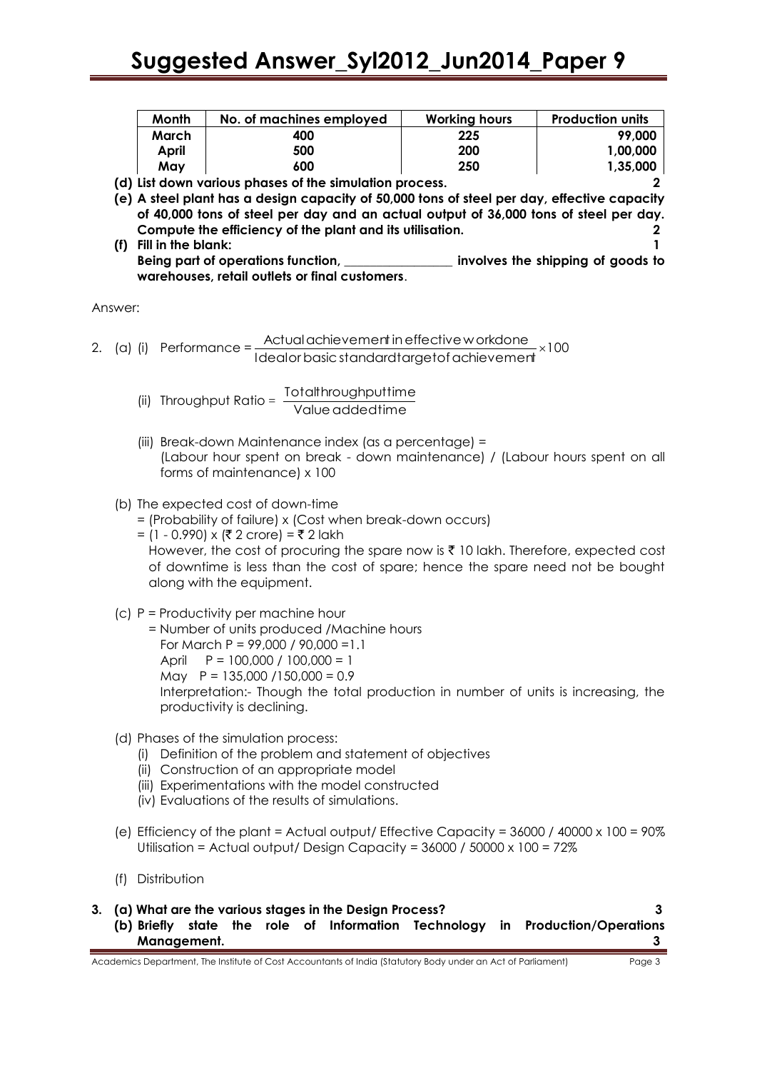| Month | No. of machines employed | Working hours | Production units |
|---|---|---|---|
| March | 400 | 225 | 99,000 |
| April | 500 | 200 | 1,00,000 |
| May | 600 | 250 | 1,35,000 |

**(d) List down various phases of the simulation process.** **2**

**(e) A steel plant has a design capacity of 50,000 tons of steel per day, effective capacity of 40,000 tons of steel per day and an actual output of 36,000 tons of steel per day. Compute the efficiency of the plant and its utilisation.** **2**

**(f) Fill in the blank:** **1**

**Being part of operations function, _________________ involves the shipping of goods to warehouses, retail outlets or final customers**.

Answer:

2. (a) (i) Performance = $\frac{\text{Actual achievement in effective workdone}}{\text{Ideal or basic standard target of achievement}} \times 100$

(ii) Throughput Ratio = $\frac{\text{Total throughput time}}{\text{Value added time}}$

(iii) Break-down Maintenance index (as a percentage) = (Labour hour spent on break - down maintenance) / (Labour hours spent on all forms of maintenance) x 100

(b) The expected cost of down-time
= (Probability of failure) x (Cost when break-down occurs)
= (1 - 0.990) x (₹ 2 crore) = ₹ 2 lakh
However, the cost of procuring the spare now is ₹ 10 lakh. Therefore, expected cost of downtime is less than the cost of spare; hence the spare need not be bought along with the equipment.

(c) P = Productivity per machine hour
= Number of units produced /Machine hours
For March P = 99,000 / 90,000 =1.1
April  P = 100,000 / 100,000 = 1
May  P = 135,000 /150,000 = 0.9
Interpretation:- Though the total production in number of units is increasing, the productivity is declining.

(d) Phases of the simulation process:
(i) Definition of the problem and statement of objectives
(ii) Construction of an appropriate model
(iii) Experimentations with the model constructed
(iv) Evaluations of the results of simulations.

(e) Efficiency of the plant = Actual output/ Effective Capacity = 36000 / 40000 x 100 = 90%
Utilisation = Actual output/ Design Capacity = 36000 / 50000 x 100 = 72%

(f) Distribution

**3. (a) What are the various stages in the Design Process?** **3**

**(b) Briefly state the role of Information Technology in Production/Operations Management.** **3**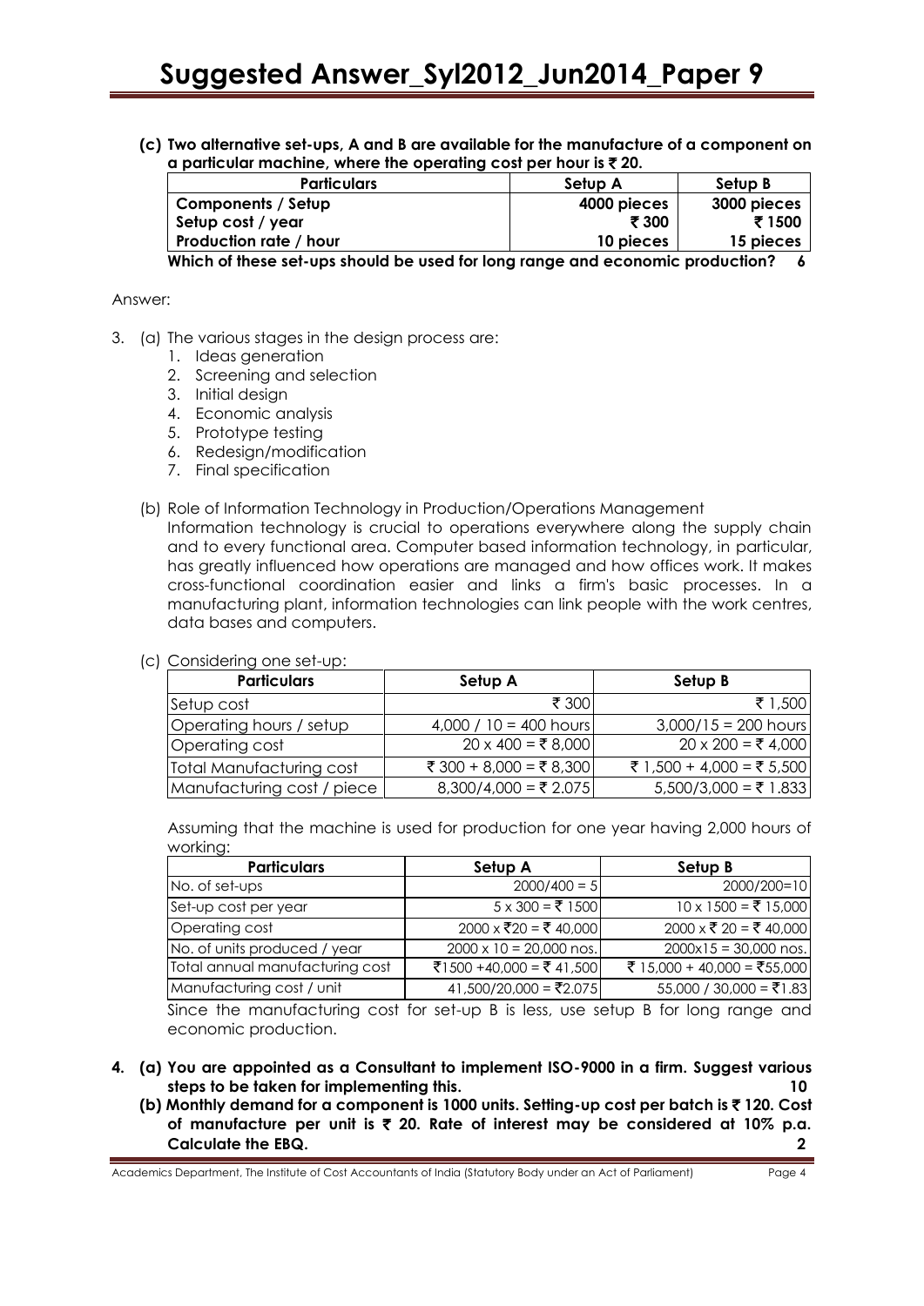**(c) Two alternative set-ups, A and B are available for the manufacture of a component on a particular machine, where the operating cost per hour is ₹ 20.**

| Particulars | Setup A | Setup B |
|---|---|---|
| Components / Setup | 4000 pieces | 3000 pieces |
| Setup cost / year | ₹ 300 | ₹ 1500 |
| Production rate / hour | 10 pieces | 15 pieces |

**Which of these set-ups should be used for long range and economic production? 6**

Answer:

3. (a) The various stages in the design process are:
   1. Ideas generation
   2. Screening and selection
   3. Initial design
   4. Economic analysis
   5. Prototype testing
   6. Redesign/modification
   7. Final specification

   (b) Role of Information Technology in Production/Operations Management

   Information technology is crucial to operations everywhere along the supply chain and to every functional area. Computer based information technology, in particular, has greatly influenced how operations are managed and how offices work. It makes cross-functional coordination easier and links a firm's basic processes. In a manufacturing plant, information technologies can link people with the work centres, data bases and computers.

   (c) Considering one set-up:

| Particulars | Setup A | Setup B |
|---|---|---|
| Setup cost | ₹ 300 | ₹ 1,500 |
| Operating hours / setup | 4,000 / 10 = 400 hours | 3,000/15 = 200 hours |
| Operating cost | 20 x 400 = ₹ 8,000 | 20 x 200 = ₹ 4,000 |
| Total Manufacturing cost | ₹ 300 + 8,000 = ₹ 8,300 | ₹ 1,500 + 4,000 = ₹ 5,500 |
| Manufacturing cost / piece | 8,300/4,000 = ₹ 2.075 | 5,500/3,000 = ₹ 1.833 |

   Assuming that the machine is used for production for one year having 2,000 hours of working:

| Particulars | Setup A | Setup B |
|---|---|---|
| No. of set-ups | 2000/400 = 5 | 2000/200=10 |
| Set-up cost per year | 5 x 300 = ₹ 1500 | 10 x 1500 = ₹ 15,000 |
| Operating cost | 2000 x ₹20 = ₹ 40,000 | 2000 x ₹ 20 = ₹ 40,000 |
| No. of units produced / year | 2000 x 10 = 20,000 nos. | 2000x15 = 30,000 nos. |
| Total annual manufacturing cost | ₹1500 +40,000 = ₹ 41,500 | ₹ 15,000 + 40,000 = ₹55,000 |
| Manufacturing cost / unit | 41,500/20,000 = ₹2.075 | 55,000 / 30,000 = ₹1.83 |

   Since the manufacturing cost for set-up B is less, use setup B for long range and economic production.

**4. (a) You are appointed as a Consultant to implement ISO-9000 in a firm. Suggest various steps to be taken for implementing this. 10**

**(b) Monthly demand for a component is 1000 units. Setting-up cost per batch is ₹ 120. Cost of manufacture per unit is ₹ 20. Rate of interest may be considered at 10% p.a. Calculate the EBQ. 2**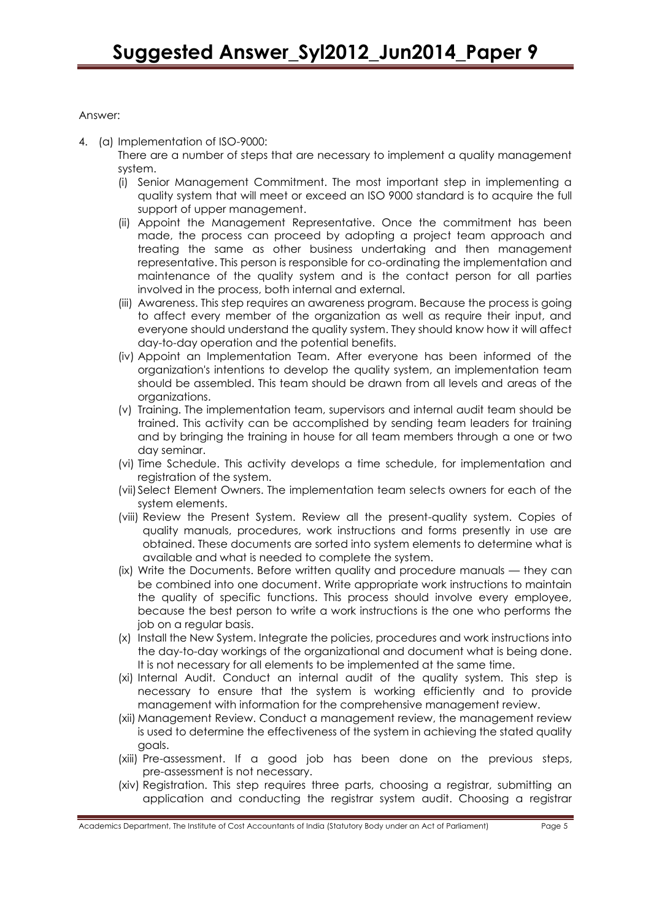Answer:

4. (a) Implementation of ISO-9000:

   There are a number of steps that are necessary to implement a quality management system.

   (i) Senior Management Commitment. The most important step in implementing a quality system that will meet or exceed an ISO 9000 standard is to acquire the full support of upper management.

   (ii) Appoint the Management Representative. Once the commitment has been made, the process can proceed by adopting a project team approach and treating the same as other business undertaking and then management representative. This person is responsible for co-ordinating the implementation and maintenance of the quality system and is the contact person for all parties involved in the process, both internal and external.

   (iii) Awareness. This step requires an awareness program. Because the process is going to affect every member of the organization as well as require their input, and everyone should understand the quality system. They should know how it will affect day-to-day operation and the potential benefits.

   (iv) Appoint an Implementation Team. After everyone has been informed of the organization's intentions to develop the quality system, an implementation team should be assembled. This team should be drawn from all levels and areas of the organizations.

   (v) Training. The implementation team, supervisors and internal audit team should be trained. This activity can be accomplished by sending team leaders for training and by bringing the training in house for all team members through a one or two day seminar.

   (vi) Time Schedule. This activity develops a time schedule, for implementation and registration of the system.

   (vii) Select Element Owners. The implementation team selects owners for each of the system elements.

   (viii) Review the Present System. Review all the present-quality system. Copies of quality manuals, procedures, work instructions and forms presently in use are obtained. These documents are sorted into system elements to determine what is available and what is needed to complete the system.

   (ix) Write the Documents. Before written quality and procedure manuals — they can be combined into one document. Write appropriate work instructions to maintain the quality of specific functions. This process should involve every employee, because the best person to write a work instructions is the one who performs the job on a regular basis.

   (x) Install the New System. Integrate the policies, procedures and work instructions into the day-to-day workings of the organizational and document what is being done. It is not necessary for all elements to be implemented at the same time.

   (xi) Internal Audit. Conduct an internal audit of the quality system. This step is necessary to ensure that the system is working efficiently and to provide management with information for the comprehensive management review.

   (xii) Management Review. Conduct a management review, the management review is used to determine the effectiveness of the system in achieving the stated quality goals.

   (xiii) Pre-assessment. If a good job has been done on the previous steps, pre-assessment is not necessary.

   (xiv) Registration. This step requires three parts, choosing a registrar, submitting an application and conducting the registrar system audit. Choosing a registrar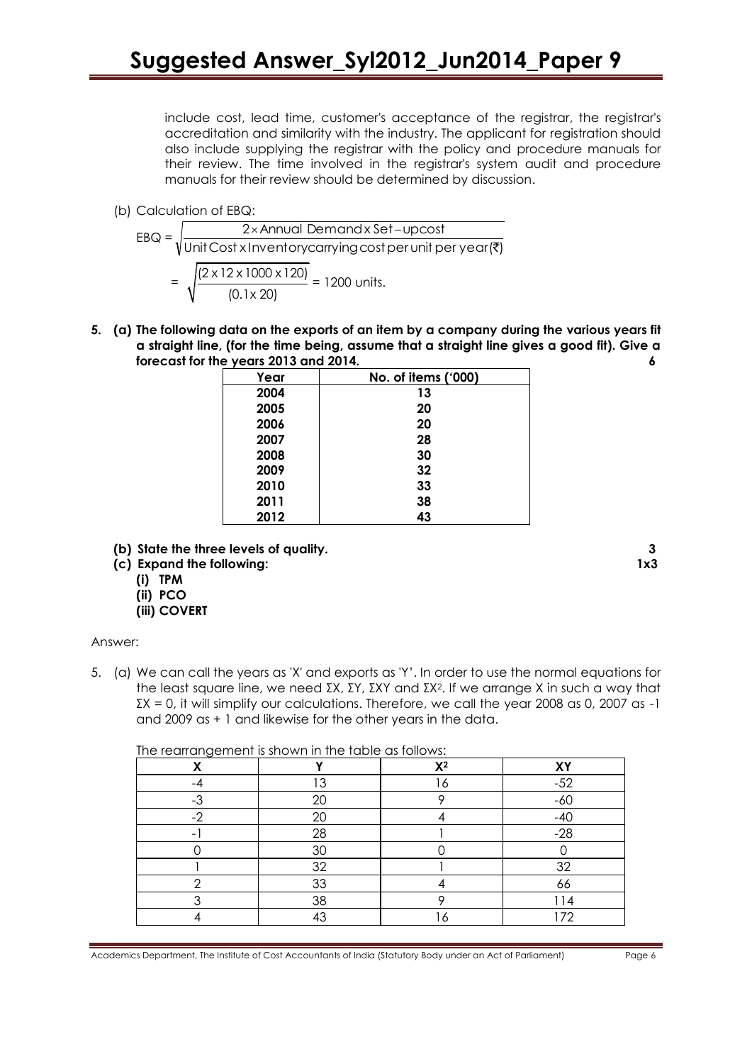include cost, lead time, customer's acceptance of the registrar, the registrar's accreditation and similarity with the industry. The applicant for registration should also include supplying the registrar with the policy and procedure manuals for their review. The time involved in the registrar's system audit and procedure manuals for their review should be determined by discussion.

(b) Calculation of EBQ:

$$EBQ = \sqrt{\frac{2 \times \text{Annual Demand} \times \text{Set-up cost}}{\text{Unit Cost} \times \text{Inventory carrying cost per unit per year} (₹)}}$$

$$= \sqrt{\frac{(2 \times 12 \times 1000 \times 120)}{(0.1 \times 20)}} = 1200 \text{ units.}$$

**5. (a) The following data on the exports of an item by a company during the various years fit a straight line, (for the time being, assume that a straight line gives a good fit). Give a forecast for the years 2013 and 2014.** **6**

| Year | No. of items ('000) |
|---|---|
| 2004 | 13 |
| 2005 | 20 |
| 2006 | 20 |
| 2007 | 28 |
| 2008 | 30 |
| 2009 | 32 |
| 2010 | 33 |
| 2011 | 38 |
| 2012 | 43 |

**(b) State the three levels of quality.** **3**

**(c) Expand the following:** **1x3**

**(i) TPM**

**(ii) PCO**

**(iii) COVERT**

Answer:

5. (a) We can call the years as 'X' and exports as 'Y'. In order to use the normal equations for the least square line, we need ΣX, ΣY, ΣXY and $\Sigma X^2$. If we arrange X in such a way that ΣX = 0, it will simplify our calculations. Therefore, we call the year 2008 as 0, 2007 as -1 and 2009 as + 1 and likewise for the other years in the data.

The rearrangement is shown in the table as follows:

| X | Y | $X^2$ | XY |
|---|---|---|---|
| -4 | 13 | 16 | -52 |
| -3 | 20 | 9 | -60 |
| -2 | 20 | 4 | -40 |
| -1 | 28 | 1 | -28 |
| 0 | 30 | 0 | 0 |
| 1 | 32 | 1 | 32 |
| 2 | 33 | 4 | 66 |
| 3 | 38 | 9 | 114 |
| 4 | 43 | 16 | 172 |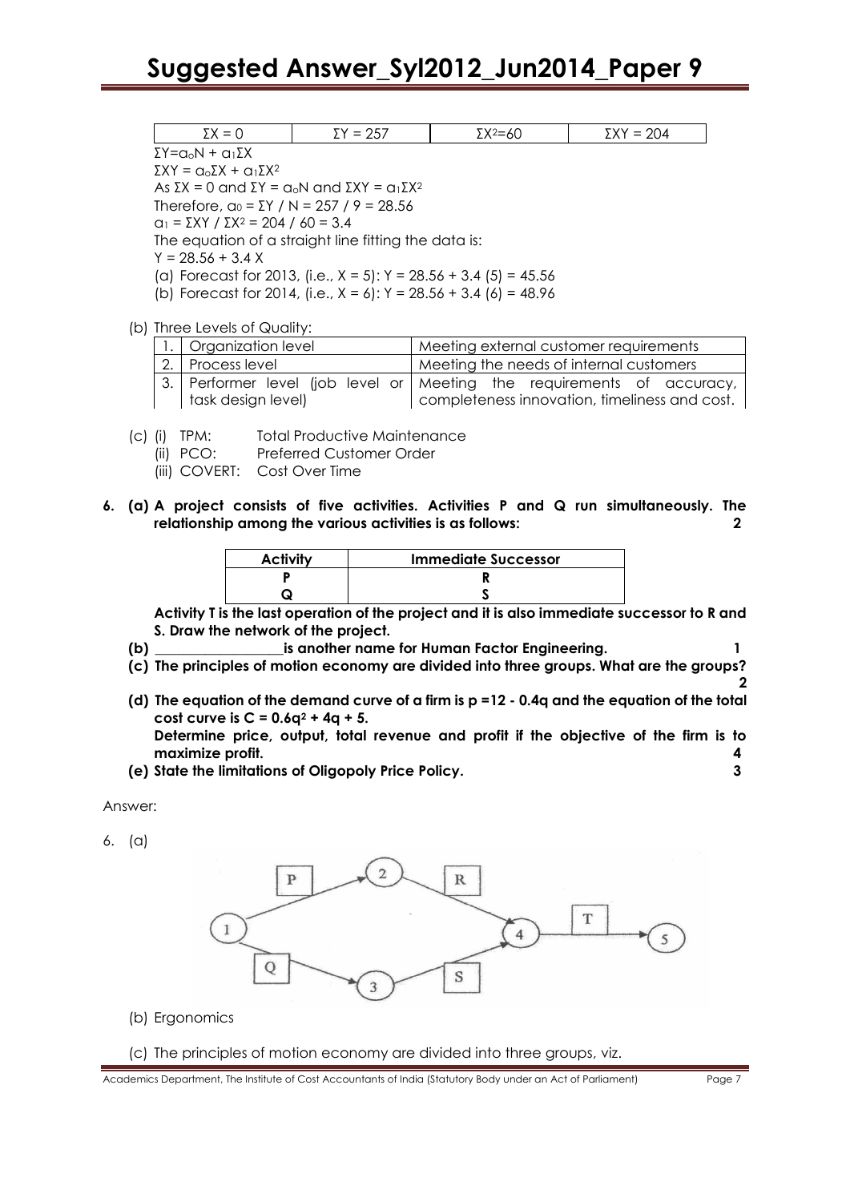| $\Sigma X = 0$ | $\Sigma Y = 257$ | $\Sigma X^2=60$ | $\Sigma XY = 204$ |
|---|---|---|---|

$\Sigma Y = a_o N + a_1 \Sigma X$

$\Sigma XY = a_o \Sigma X + a_1 \Sigma X^2$

As $\Sigma X = 0$ and $\Sigma Y = a_o N$ and $\Sigma XY = a_1 \Sigma X^2$

Therefore, $a_0 = \Sigma Y / N = 257 / 9 = 28.56$

$a_1 = \Sigma XY / \Sigma X^2 = 204 / 60 = 3.4$

The equation of a straight line fitting the data is:

$Y = 28.56 + 3.4 X$

(a) Forecast for 2013, (i.e., $X = 5$): $Y = 28.56 + 3.4 (5) = 45.56$

(b) Forecast for 2014, (i.e., $X = 6$): $Y = 28.56 + 3.4 (6) = 48.96$

(b) Three Levels of Quality:

| | | |
|---|---|---|
| 1. | Organization level | Meeting external customer requirements |
| 2. | Process level | Meeting the needs of internal customers |
| 3. | Performer level (job level or task design level) | Meeting the requirements of accuracy, completeness innovation, timeliness and cost. |

(c) (i) TPM: Total Productive Maintenance

(ii) PCO: Preferred Customer Order

(iii) COVERT: Cost Over Time

**6. (a) A project consists of five activities. Activities P and Q run simultaneously. The relationship among the various activities is as follows:** **2**

| Activity | Immediate Successor |
|---|---|
| P | R |
| Q | S |

**Activity T is the last operation of the project and it is also immediate successor to R and S. Draw the network of the project.**

**(b) \_\_\_\_\_\_\_\_\_\_\_\_\_\_\_\_\_\_is another name for Human Factor Engineering.** **1**

**(c) The principles of motion economy are divided into three groups. What are the groups?** **2**

**(d) The equation of the demand curve of a firm is $p = 12 - 0.4q$ and the equation of the total cost curve is $C = 0.6q^2 + 4q + 5$.**

**Determine price, output, total revenue and profit if the objective of the firm is to maximize profit.** **4**

**(e) State the limitations of Oligopoly Price Policy.** **3**

Answer:

6. (a)

(Network: 1 →P→ 2 →R→ 4; 1 →Q→ 3 →S→ 4; 4 →T→ 5)

(b) Ergonomics

(c) The principles of motion economy are divided into three groups, viz.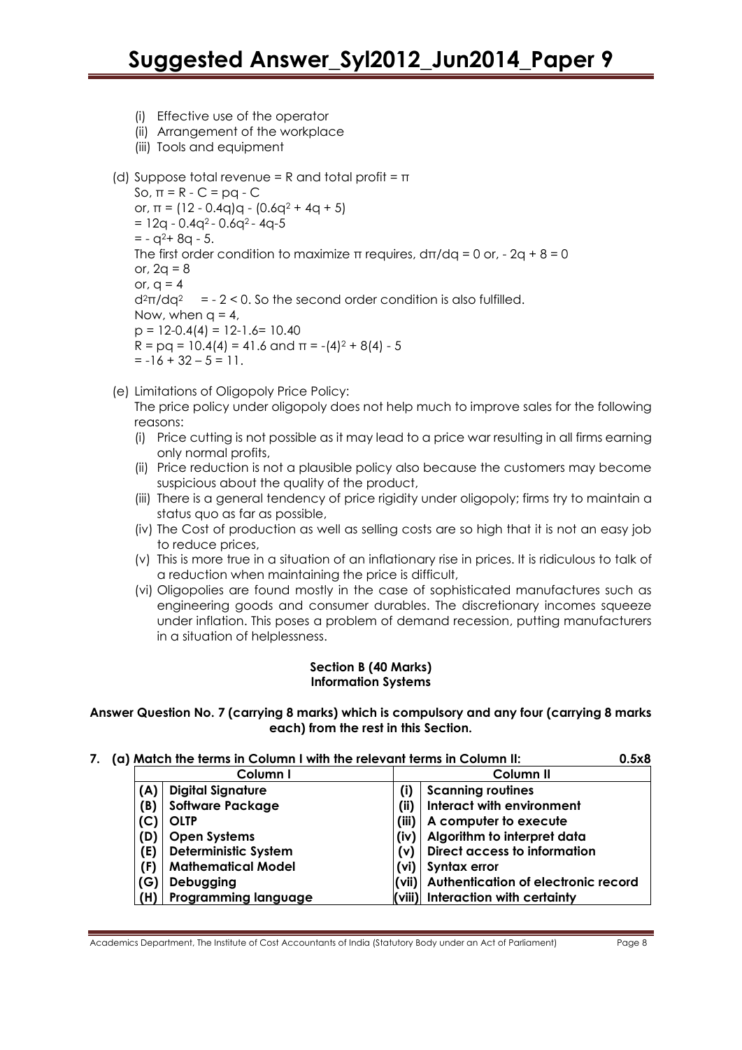(i) Effective use of the operator
(ii) Arrangement of the workplace
(iii) Tools and equipment

(d) Suppose total revenue = R and total profit = $\pi$

So, $\pi = R - C = pq - C$

or, $\pi = (12 - 0.4q)q - (0.6q^2 + 4q + 5)$

$= 12q - 0.4q^2 - 0.6q^2 - 4q - 5$

$= - q^2 + 8q - 5.$

The first order condition to maximize $\pi$ requires, $d\pi/dq = 0$ or, $- 2q + 8 = 0$

or, $2q = 8$

or, $q = 4$

$d^2\pi/dq^2 = - 2 < 0$. So the second order condition is also fulfilled.

Now, when $q = 4$,

$p = 12 - 0.4(4) = 12 - 1.6 = 10.40$

$R = pq = 10.4(4) = 41.6$ and $\pi = -(4)^2 + 8(4) - 5$

$= -16 + 32 – 5 = 11.$

(e) Limitations of Oligopoly Price Policy:

The price policy under oligopoly does not help much to improve sales for the following reasons:

(i) Price cutting is not possible as it may lead to a price war resulting in all firms earning only normal profits,
(ii) Price reduction is not a plausible policy also because the customers may become suspicious about the quality of the product,
(iii) There is a general tendency of price rigidity under oligopoly; firms try to maintain a status quo as far as possible,
(iv) The Cost of production as well as selling costs are so high that it is not an easy job to reduce prices,
(v) This is more true in a situation of an inflationary rise in prices. It is ridiculous to talk of a reduction when maintaining the price is difficult,
(vi) Oligopolies are found mostly in the case of sophisticated manufactures such as engineering goods and consumer durables. The discretionary incomes squeeze under inflation. This poses a problem of demand recession, putting manufacturers in a situation of helplessness.

**Section B (40 Marks)**
**Information Systems**

**Answer Question No. 7 (carrying 8 marks) which is compulsory and any four (carrying 8 marks each) from the rest in this Section.**

**7. (a) Match the terms in Column I with the relevant terms in Column II: 0.5x8**

| | Column I | | Column II |
|---|---|---|---|
| **(A)** | **Digital Signature** | **(i)** | **Scanning routines** |
| **(B)** | **Software Package** | **(ii)** | **Interact with environment** |
| **(C)** | **OLTP** | **(iii)** | **A computer to execute** |
| **(D)** | **Open Systems** | **(iv)** | **Algorithm to interpret data** |
| **(E)** | **Deterministic System** | **(v)** | **Direct access to information** |
| **(F)** | **Mathematical Model** | **(vi)** | **Syntax error** |
| **(G)** | **Debugging** | **(vii)** | **Authentication of electronic record** |
| **(H)** | **Programming language** | **(viii)** | **Interaction with certainty** |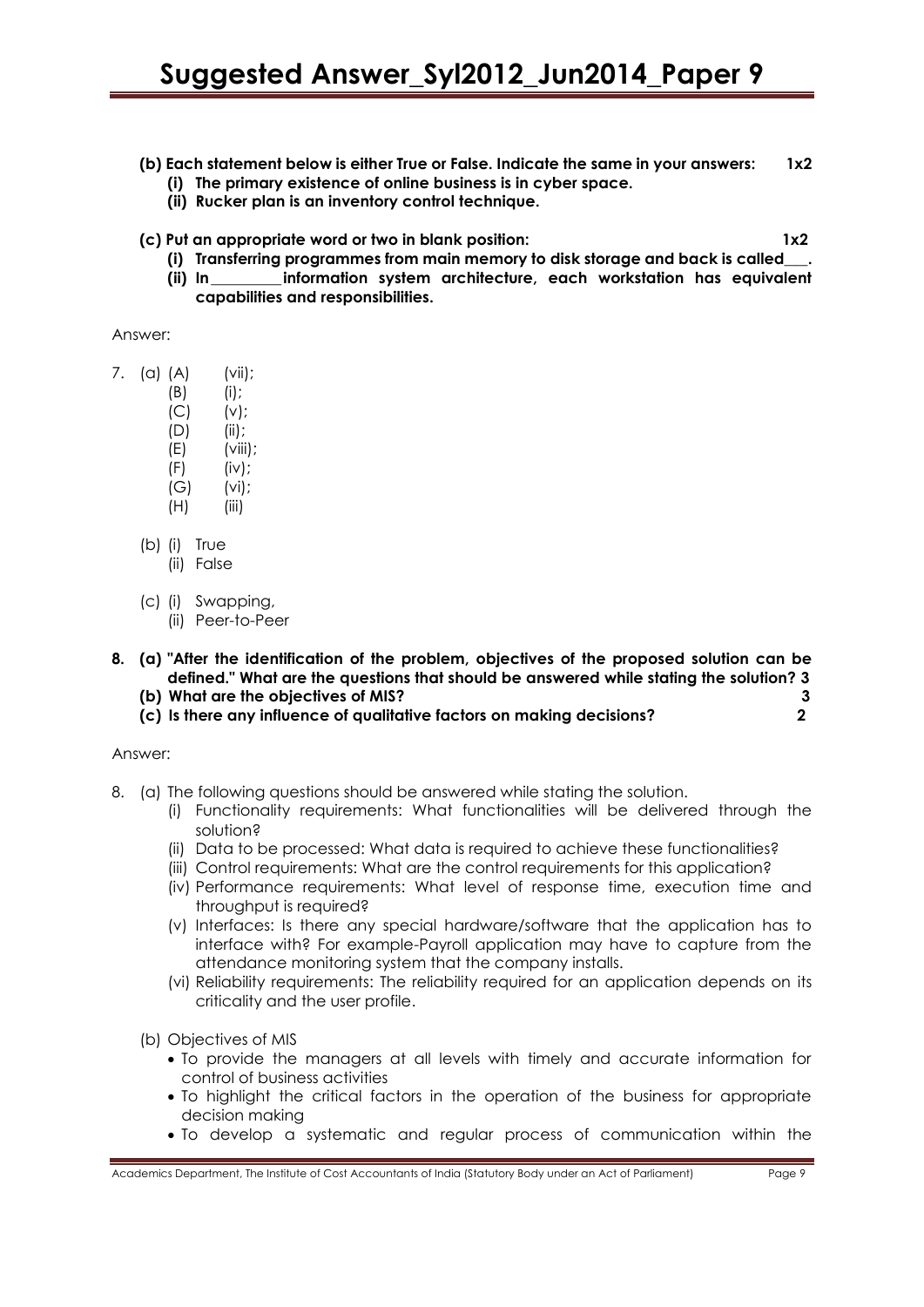**(b) Each statement below is either True or False. Indicate the same in your answers: 1x2**

**(i) The primary existence of online business is in cyber space.**

**(ii) Rucker plan is an inventory control technique.**

**(c) Put an appropriate word or two in blank position: 1x2**

**(i) Transferring programmes from main memory to disk storage and back is called___.**

**(ii) In_________information system architecture, each workstation has equivalent capabilities and responsibilities.**

Answer:

7. (a) (A) (vii);
   (B) (i);
   (C) (v);
   (D) (ii);
   (E) (viii);
   (F) (iv);
   (G) (vi);
   (H) (iii)

   (b) (i) True
   (ii) False

   (c) (i) Swapping,
   (ii) Peer-to-Peer

**8. (a) "After the identification of the problem, objectives of the proposed solution can be defined." What are the questions that should be answered while stating the solution? 3**

**(b) What are the objectives of MIS? 3**

**(c) Is there any influence of qualitative factors on making decisions? 2**

Answer:

8. (a) The following questions should be answered while stating the solution.
   (i) Functionality requirements: What functionalities will be delivered through the solution?
   (ii) Data to be processed: What data is required to achieve these functionalities?
   (iii) Control requirements: What are the control requirements for this application?
   (iv) Performance requirements: What level of response time, execution time and throughput is required?
   (v) Interfaces: Is there any special hardware/software that the application has to interface with? For example-Payroll application may have to capture from the attendance monitoring system that the company installs.
   (vi) Reliability requirements: The reliability required for an application depends on its criticality and the user profile.

   (b) Objectives of MIS
   - To provide the managers at all levels with timely and accurate information for control of business activities
   - To highlight the critical factors in the operation of the business for appropriate decision making
   - To develop a systematic and regular process of communication within the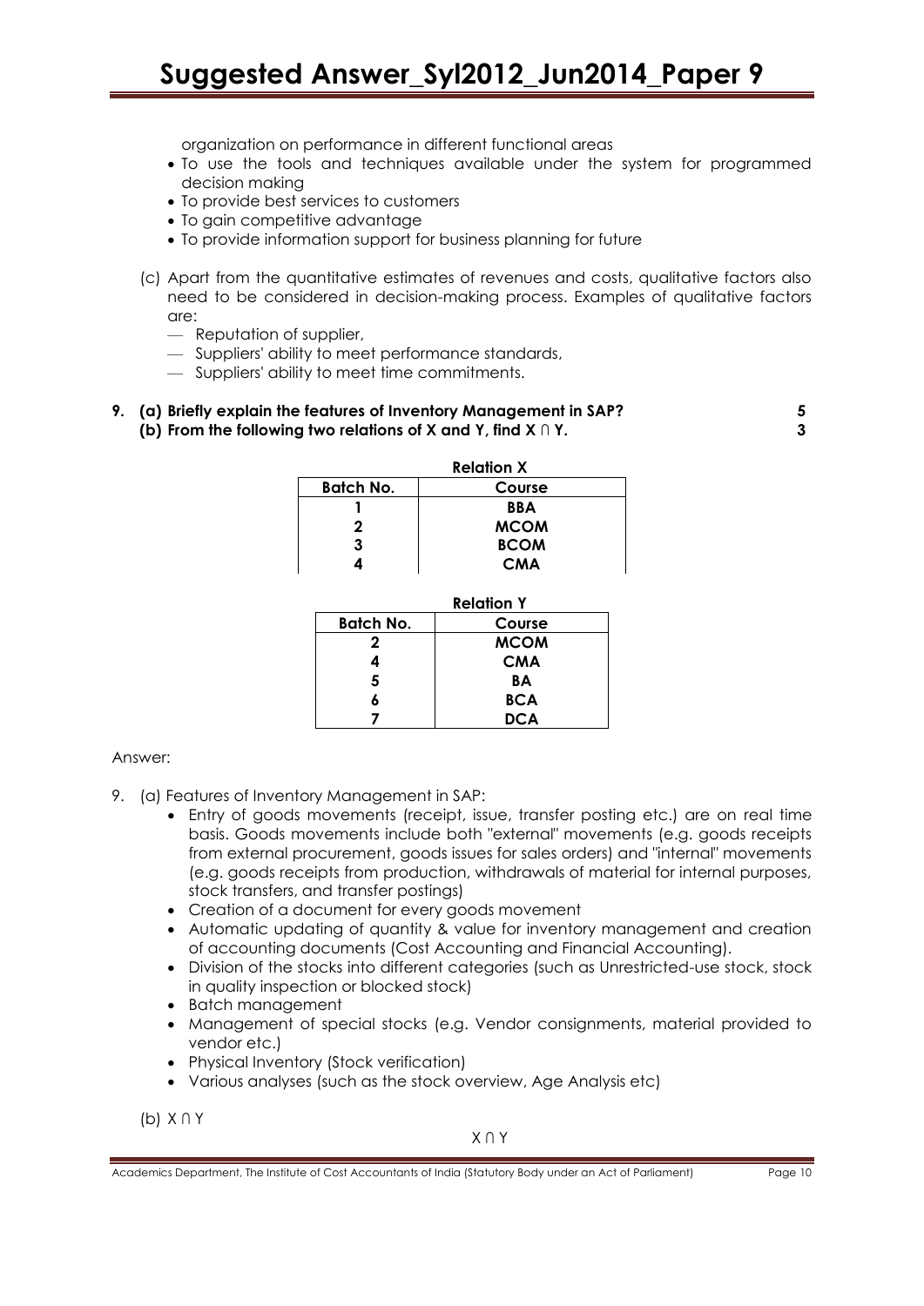organization on performance in different functional areas

- To use the tools and techniques available under the system for programmed decision making
- To provide best services to customers
- To gain competitive advantage
- To provide information support for business planning for future

(c) Apart from the quantitative estimates of revenues and costs, qualitative factors also need to be considered in decision-making process. Examples of qualitative factors are:

- Reputation of supplier,
- Suppliers' ability to meet performance standards,
- Suppliers' ability to meet time commitments.

**9. (a) Briefly explain the features of Inventory Management in SAP? 5**

**(b) From the following two relations of X and Y, find X ∩ Y. 3**

**Relation X**

| Batch No. | Course |
|---|---|
| 1 | BBA |
| 2 | MCOM |
| 3 | BCOM |
| 4 | CMA |

**Relation Y**

| Batch No. | Course |
|---|---|
| 2 | MCOM |
| 4 | CMA |
| 5 | BA |
| 6 | BCA |
| 7 | DCA |

Answer:

9. (a) Features of Inventory Management in SAP:

- Entry of goods movements (receipt, issue, transfer posting etc.) are on real time basis. Goods movements include both "external" movements (e.g. goods receipts from external procurement, goods issues for sales orders) and "internal" movements (e.g. goods receipts from production, withdrawals of material for internal purposes, stock transfers, and transfer postings)
- Creation of a document for every goods movement
- Automatic updating of quantity & value for inventory management and creation of accounting documents (Cost Accounting and Financial Accounting).
- Division of the stocks into different categories (such as Unrestricted-use stock, stock in quality inspection or blocked stock)
- Batch management
- Management of special stocks (e.g. Vendor consignments, material provided to vendor etc.)
- Physical Inventory (Stock verification)
- Various analyses (such as the stock overview, Age Analysis etc)

(b) X ∩ Y

X ∩ Y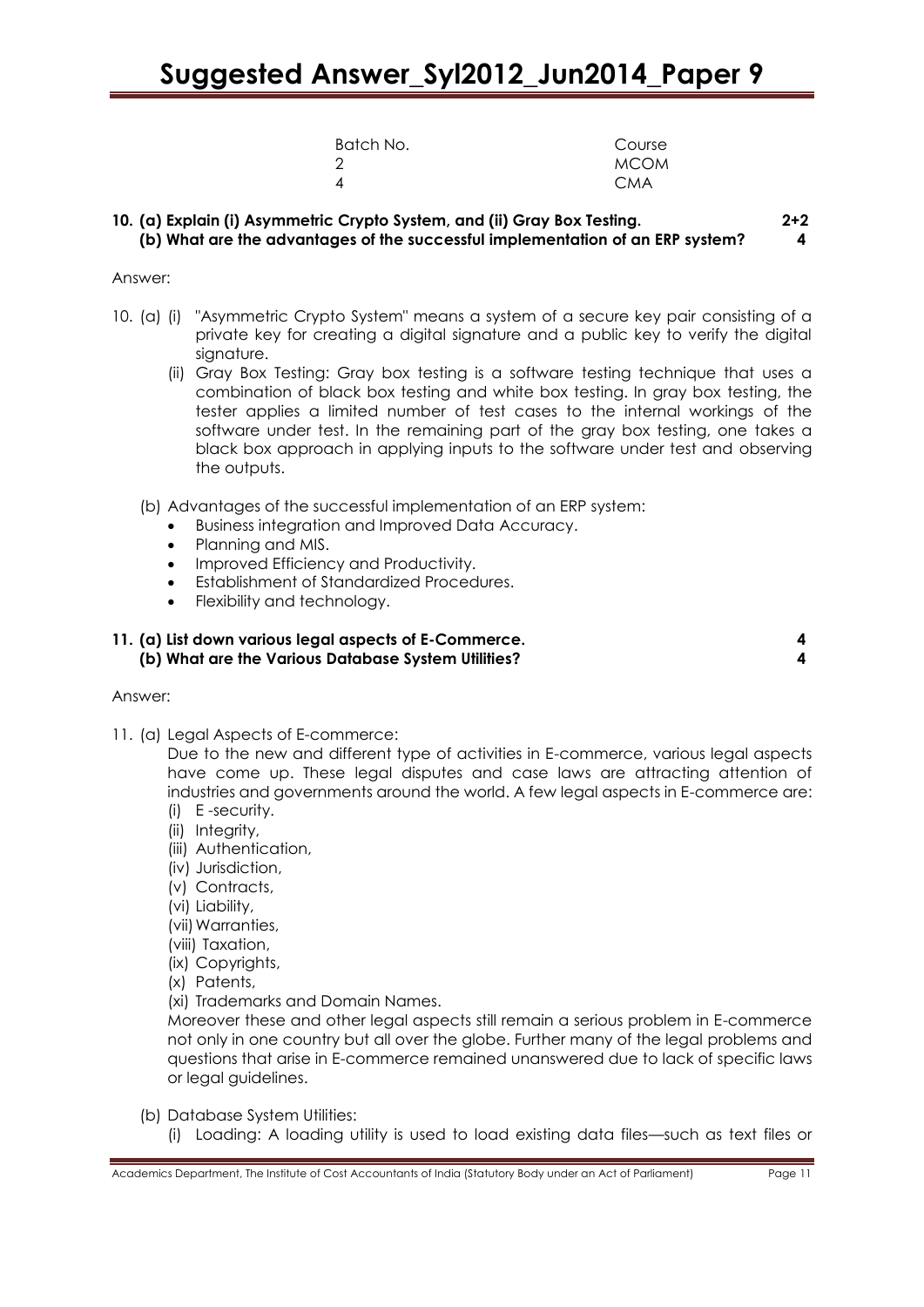| Batch No. | Course |
|---|---|
| 2 | MCOM |
| 4 | CMA |

**10. (a) Explain (i) Asymmetric Crypto System, and (ii) Gray Box Testing. 2+2**
**(b) What are the advantages of the successful implementation of an ERP system? 4**

Answer:

10. (a) (i) "Asymmetric Crypto System" means a system of a secure key pair consisting of a private key for creating a digital signature and a public key to verify the digital signature.

(ii) Gray Box Testing: Gray box testing is a software testing technique that uses a combination of black box testing and white box testing. In gray box testing, the tester applies a limited number of test cases to the internal workings of the software under test. In the remaining part of the gray box testing, one takes a black box approach in applying inputs to the software under test and observing the outputs.

(b) Advantages of the successful implementation of an ERP system:

- Business integration and Improved Data Accuracy.
- Planning and MIS.
- Improved Efficiency and Productivity.
- Establishment of Standardized Procedures.
- Flexibility and technology.

**11. (a) List down various legal aspects of E-Commerce. 4**
**(b) What are the Various Database System Utilities? 4**

Answer:

11. (a) Legal Aspects of E-commerce:

Due to the new and different type of activities in E-commerce, various legal aspects have come up. These legal disputes and case laws are attracting attention of industries and governments around the world. A few legal aspects in E-commerce are:

(i) E -security.
(ii) Integrity,
(iii) Authentication,
(iv) Jurisdiction,
(v) Contracts,
(vi) Liability,
(vii) Warranties,
(viii) Taxation,
(ix) Copyrights,
(x) Patents,
(xi) Trademarks and Domain Names.

Moreover these and other legal aspects still remain a serious problem in E-commerce not only in one country but all over the globe. Further many of the legal problems and questions that arise in E-commerce remained unanswered due to lack of specific laws or legal guidelines.

(b) Database System Utilities:

(i) Loading: A loading utility is used to load existing data files—such as text files or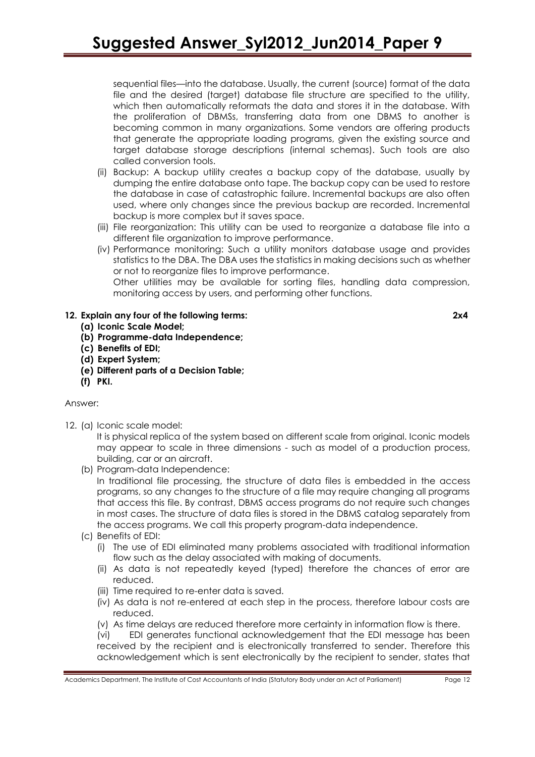sequential files—into the database. Usually, the current (source) format of the data file and the desired (target) database file structure are specified to the utility, which then automatically reformats the data and stores it in the database. With the proliferation of DBMSs, transferring data from one DBMS to another is becoming common in many organizations. Some vendors are offering products that generate the appropriate loading programs, given the existing source and target database storage descriptions (internal schemas). Such tools are also called conversion tools.

(ii) Backup: A backup utility creates a backup copy of the database, usually by dumping the entire database onto tape. The backup copy can be used to restore the database in case of catastrophic failure. Incremental backups are also often used, where only changes since the previous backup are recorded. Incremental backup is more complex but it saves space.

(iii) File reorganization: This utility can be used to reorganize a database file into a different file organization to improve performance.

(iv) Performance monitoring: Such a utility monitors database usage and provides statistics to the DBA. The DBA uses the statistics in making decisions such as whether or not to reorganize files to improve performance.

Other utilities may be available for sorting files, handling data compression, monitoring access by users, and performing other functions.

**12. Explain any four of the following terms: 2x4**

**(a) Iconic Scale Model;**

**(b) Programme-data Independence;**

**(c) Benefits of EDI;**

**(d) Expert System;**

**(e) Different parts of a Decision Table;**

**(f) PKI.**

Answer:

12. (a) Iconic scale model:

It is physical replica of the system based on different scale from original. Iconic models may appear to scale in three dimensions - such as model of a production process, building, car or an aircraft.

(b) Program-data Independence:

In traditional file processing, the structure of data files is embedded in the access programs, so any changes to the structure of a file may require changing all programs that access this file. By contrast, DBMS access programs do not require such changes in most cases. The structure of data files is stored in the DBMS catalog separately from the access programs. We call this property program-data independence.

(c) Benefits of EDI:

(i) The use of EDI eliminated many problems associated with traditional information flow such as the delay associated with making of documents.

(ii) As data is not repeatedly keyed (typed) therefore the chances of error are reduced.

(iii) Time required to re-enter data is saved.

(iv) As data is not re-entered at each step in the process, therefore labour costs are reduced.

(v) As time delays are reduced therefore more certainty in information flow is there.

(vi) EDI generates functional acknowledgement that the EDI message has been received by the recipient and is electronically transferred to sender. Therefore this acknowledgement which is sent electronically by the recipient to sender, states that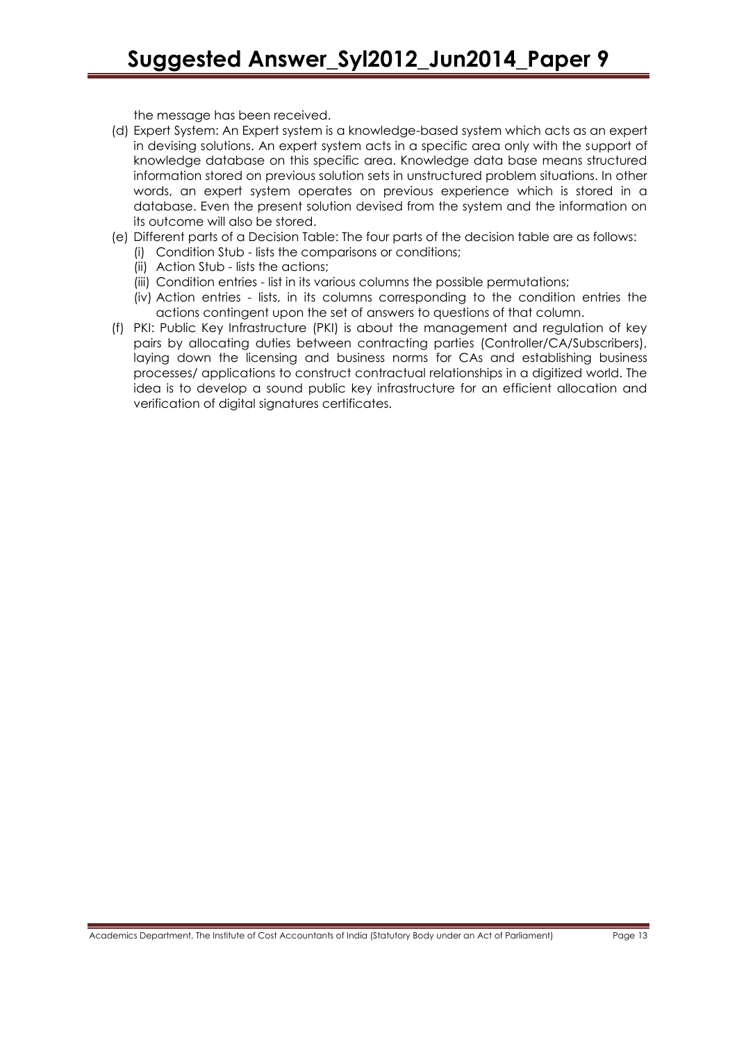the message has been received.

(d) Expert System: An Expert system is a knowledge-based system which acts as an expert in devising solutions. An expert system acts in a specific area only with the support of knowledge database on this specific area. Knowledge data base means structured information stored on previous solution sets in unstructured problem situations. In other words, an expert system operates on previous experience which is stored in a database. Even the present solution devised from the system and the information on its outcome will also be stored.

(e) Different parts of a Decision Table: The four parts of the decision table are as follows:
   (i) Condition Stub - lists the comparisons or conditions;
   (ii) Action Stub - lists the actions;
   (iii) Condition entries - list in its various columns the possible permutations;
   (iv) Action entries - lists, in its columns corresponding to the condition entries the actions contingent upon the set of answers to questions of that column.

(f) PKI: Public Key Infrastructure (PKI) is about the management and regulation of key pairs by allocating duties between contracting parties (Controller/CA/Subscribers), laying down the licensing and business norms for CAs and establishing business processes/ applications to construct contractual relationships in a digitized world. The idea is to develop a sound public key infrastructure for an efficient allocation and verification of digital signatures certificates.